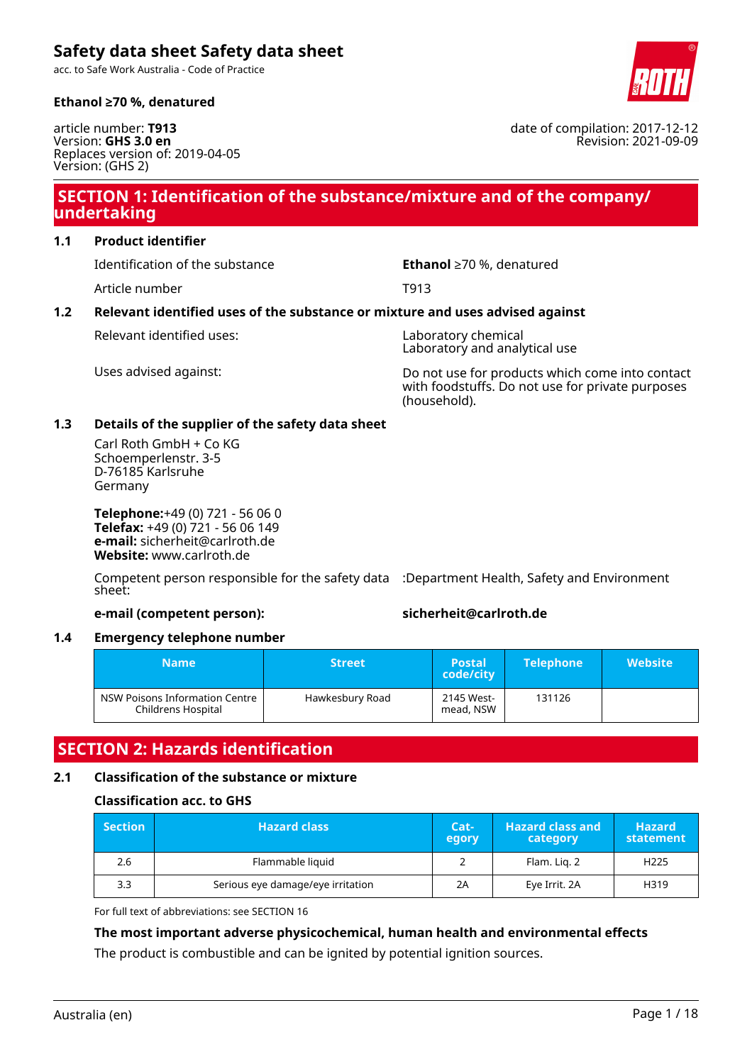# Safety data sheet Safety data sheet

acc. to Safe Work Australia - Code of Practice

**Ethanol ≥70 %, denatured**

article number: **T913**
Version: **GHS 3.0 en**
Replaces version of: 2019-04-05
Version: (GHS 2)

date of compilation: 2017-12-12
Revision: 2021-09-09

## SECTION 1: Identification of the substance/mixture and of the company/ undertaking

### 1.1 Product identifier

| | |
|---|---|
| Identification of the substance | **Ethanol** ≥70 %, denatured |
| Article number | T913 |

### 1.2 Relevant identified uses of the substance or mixture and uses advised against

| | |
|---|---|
| Relevant identified uses: | Laboratory chemical<br>Laboratory and analytical use |
| Uses advised against: | Do not use for products which come into contact with foodstuffs. Do not use for private purposes (household). |

### 1.3 Details of the supplier of the safety data sheet

Carl Roth GmbH + Co KG
Schoemperlenstr. 3-5
D-76185 Karlsruhe
Germany

**Telephone:**+49 (0) 721 - 56 06 0
**Telefax:** +49 (0) 721 - 56 06 149
**e-mail:** sicherheit@carlroth.de
**Website:** www.carlroth.de

Competent person responsible for the safety data sheet: :Department Health, Safety and Environment

**e-mail (competent person):** **sicherheit@carlroth.de**

### 1.4 Emergency telephone number

| Name | Street | Postal code/city | Telephone | Website |
|---|---|---|---|---|
| NSW Poisons Information Centre Childrens Hospital | Hawkesbury Road | 2145 West-mead, NSW | 131126 | |

## SECTION 2: Hazards identification

### 2.1 Classification of the substance or mixture

**Classification acc. to GHS**

| Section | Hazard class | Cat-egory | Hazard class and category | Hazard statement |
|---|---|---|---|---|
| 2.6 | Flammable liquid | 2 | Flam. Liq. 2 | H225 |
| 3.3 | Serious eye damage/eye irritation | 2A | Eye Irrit. 2A | H319 |

For full text of abbreviations: see SECTION 16

**The most important adverse physicochemical, human health and environmental effects**

The product is combustible and can be ignited by potential ignition sources.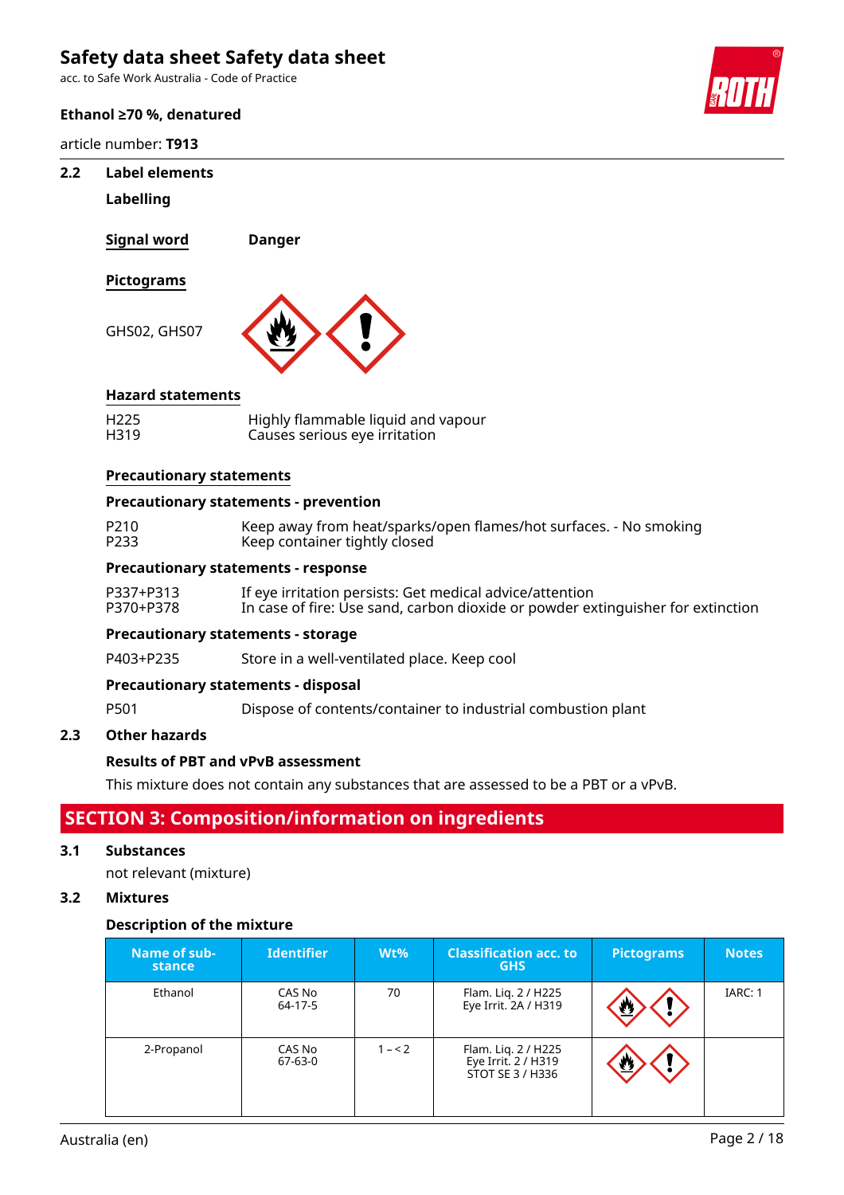### 2.2 Label elements

**Labelling**

**Signal word** Danger

**Pictograms**

GHS02, GHS07

**Hazard statements**

| | |
|---|---|
| H225 | Highly flammable liquid and vapour |
| H319 | Causes serious eye irritation |

**Precautionary statements**

**Precautionary statements - prevention**

| | |
|---|---|
| P210 | Keep away from heat/sparks/open flames/hot surfaces. - No smoking |
| P233 | Keep container tightly closed |

**Precautionary statements - response**

| | |
|---|---|
| P337+P313 | If eye irritation persists: Get medical advice/attention |
| P370+P378 | In case of fire: Use sand, carbon dioxide or powder extinguisher for extinction |

**Precautionary statements - storage**

| | |
|---|---|
| P403+P235 | Store in a well-ventilated place. Keep cool |

**Precautionary statements - disposal**

| | |
|---|---|
| P501 | Dispose of contents/container to industrial combustion plant |

### 2.3 Other hazards

**Results of PBT and vPvB assessment**

This mixture does not contain any substances that are assessed to be a PBT or a vPvB.

## SECTION 3: Composition/information on ingredients

### 3.1 Substances

not relevant (mixture)

### 3.2 Mixtures

**Description of the mixture**

| Name of substance | Identifier | Wt% | Classification acc. to GHS | Pictograms | Notes |
|---|---|---|---|---|---|
| Ethanol | CAS No 64-17-5 | 70 | Flam. Liq. 2 / H225<br>Eye Irrit. 2A / H319 | | IARC: 1 |
| 2-Propanol | CAS No 67-63-0 | 1 – < 2 | Flam. Liq. 2 / H225<br>Eye Irrit. 2 / H319<br>STOT SE 3 / H336 | | |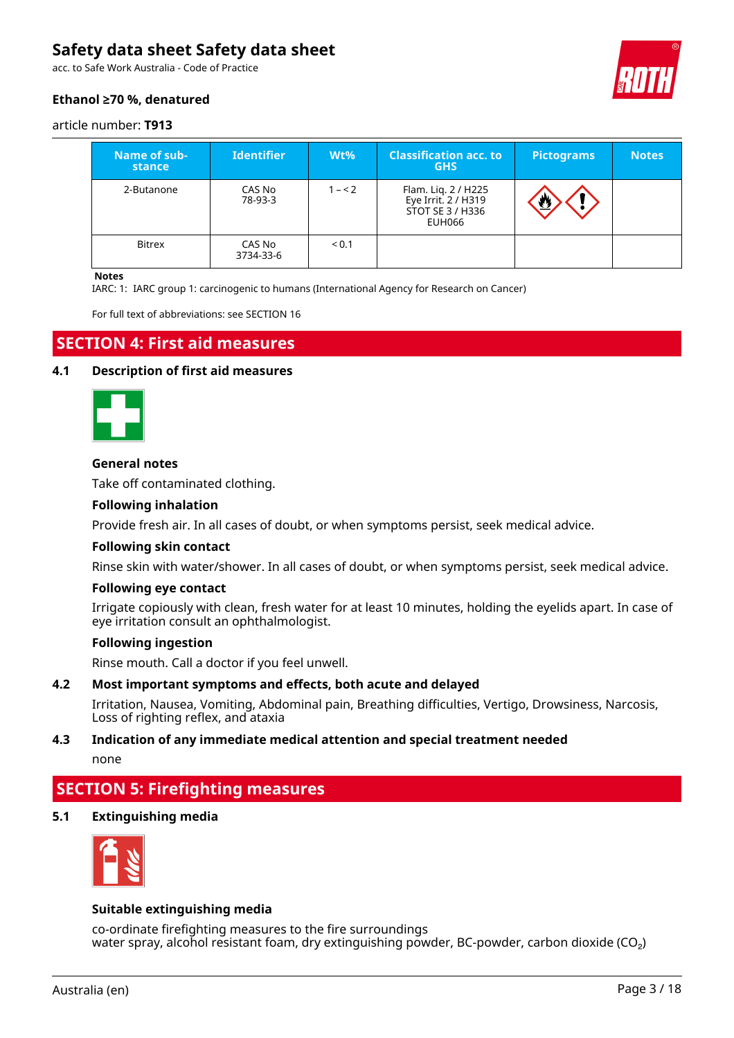| Name of substance | Identifier | Wt% | Classification acc. to GHS | Pictograms | Notes |
|---|---|---|---|---|---|
| 2-Butanone | CAS No 78-93-3 | 1 – < 2 | Flam. Liq. 2 / H225 Eye Irrit. 2 / H319 STOT SE 3 / H336 EUH066 | | |
| Bitrex | CAS No 3734-33-6 | < 0.1 | | | |

**Notes**
IARC: 1: IARC group 1: carcinogenic to humans (International Agency for Research on Cancer)

For full text of abbreviations: see SECTION 16

# SECTION 4: First aid measures

## 4.1 Description of first aid measures

### General notes

Take off contaminated clothing.

### Following inhalation

Provide fresh air. In all cases of doubt, or when symptoms persist, seek medical advice.

### Following skin contact

Rinse skin with water/shower. In all cases of doubt, or when symptoms persist, seek medical advice.

### Following eye contact

Irrigate copiously with clean, fresh water for at least 10 minutes, holding the eyelids apart. In case of eye irritation consult an ophthalmologist.

### Following ingestion

Rinse mouth. Call a doctor if you feel unwell.

## 4.2 Most important symptoms and effects, both acute and delayed

Irritation, Nausea, Vomiting, Abdominal pain, Breathing difficulties, Vertigo, Drowsiness, Narcosis, Loss of righting reflex, and ataxia

## 4.3 Indication of any immediate medical attention and special treatment needed

none

# SECTION 5: Firefighting measures

## 5.1 Extinguishing media

### Suitable extinguishing media

co-ordinate firefighting measures to the fire surroundings
water spray, alcohol resistant foam, dry extinguishing powder, BC-powder, carbon dioxide ($CO_2$)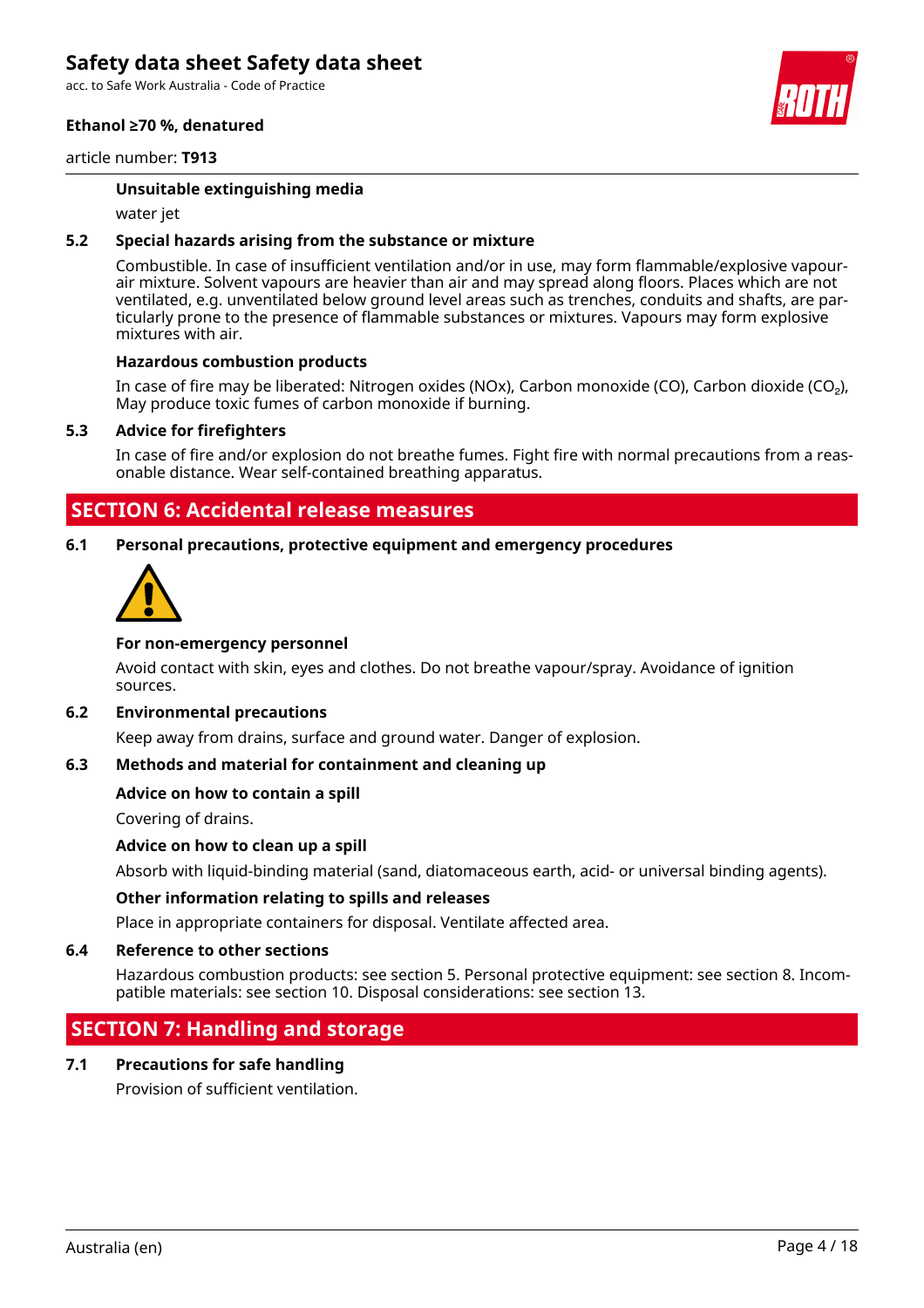#### Unsuitable extinguishing media

water jet

### 5.2 Special hazards arising from the substance or mixture

Combustible. In case of insufficient ventilation and/or in use, may form flammable/explosive vapour-air mixture. Solvent vapours are heavier than air and may spread along floors. Places which are not ventilated, e.g. unventilated below ground level areas such as trenches, conduits and shafts, are particularly prone to the presence of flammable substances or mixtures. Vapours may form explosive mixtures with air.

#### Hazardous combustion products

In case of fire may be liberated: Nitrogen oxides (NOx), Carbon monoxide (CO), Carbon dioxide ($CO_2$), May produce toxic fumes of carbon monoxide if burning.

### 5.3 Advice for firefighters

In case of fire and/or explosion do not breathe fumes. Fight fire with normal precautions from a reasonable distance. Wear self-contained breathing apparatus.

## SECTION 6: Accidental release measures

### 6.1 Personal precautions, protective equipment and emergency procedures

#### For non-emergency personnel

Avoid contact with skin, eyes and clothes. Do not breathe vapour/spray. Avoidance of ignition sources.

### 6.2 Environmental precautions

Keep away from drains, surface and ground water. Danger of explosion.

### 6.3 Methods and material for containment and cleaning up

#### Advice on how to contain a spill

Covering of drains.

#### Advice on how to clean up a spill

Absorb with liquid-binding material (sand, diatomaceous earth, acid- or universal binding agents).

#### Other information relating to spills and releases

Place in appropriate containers for disposal. Ventilate affected area.

### 6.4 Reference to other sections

Hazardous combustion products: see section 5. Personal protective equipment: see section 8. Incompatible materials: see section 10. Disposal considerations: see section 13.

## SECTION 7: Handling and storage

### 7.1 Precautions for safe handling

Provision of sufficient ventilation.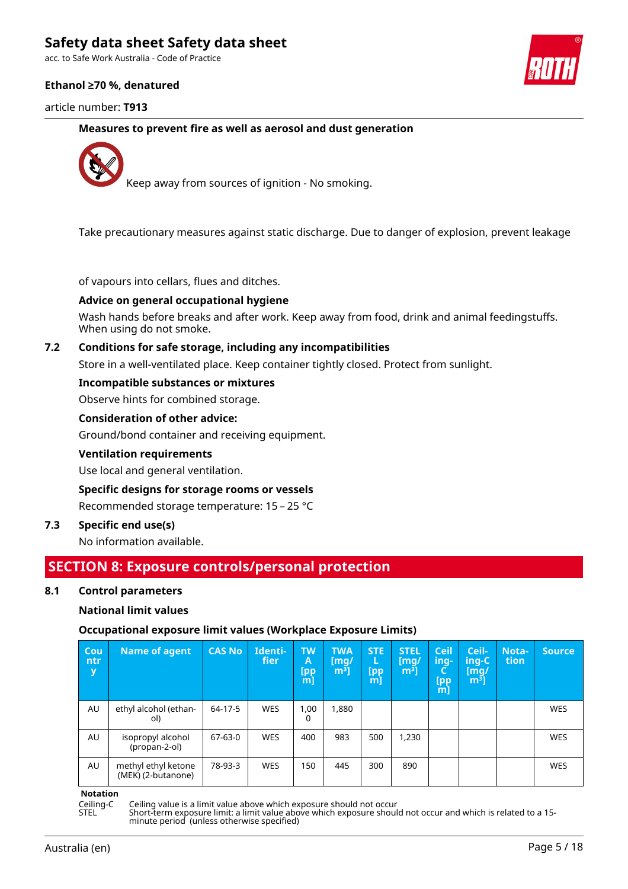**Measures to prevent fire as well as aerosol and dust generation**

Keep away from sources of ignition - No smoking.

Take precautionary measures against static discharge. Due to danger of explosion, prevent leakage of vapours into cellars, flues and ditches.

**Advice on general occupational hygiene**

Wash hands before breaks and after work. Keep away from food, drink and animal feedingstuffs. When using do not smoke.

### 7.2 Conditions for safe storage, including any incompatibilities

Store in a well-ventilated place. Keep container tightly closed. Protect from sunlight.

**Incompatible substances or mixtures**

Observe hints for combined storage.

**Consideration of other advice:**

Ground/bond container and receiving equipment.

**Ventilation requirements**

Use local and general ventilation.

**Specific designs for storage rooms or vessels**

Recommended storage temperature: 15 – 25 °C

### 7.3 Specific end use(s)

No information available.

## SECTION 8: Exposure controls/personal protection

### 8.1 Control parameters

**National limit values**

**Occupational exposure limit values (Workplace Exposure Limits)**

| Country | Name of agent | CAS No | Identifier | TWA [ppm] | TWA [mg/m³] | STEL [ppm] | STEL [mg/m³] | Ceiling-C [ppm] | Ceiling-C [mg/m³] | Notation | Source |
|---|---|---|---|---|---|---|---|---|---|---|---|
| AU | ethyl alcohol (ethanol) | 64-17-5 | WES | 1,000 | 1,880 | | | | | | WES |
| AU | isopropyl alcohol (propan-2-ol) | 67-63-0 | WES | 400 | 983 | 500 | 1,230 | | | | WES |
| AU | methyl ethyl ketone (MEK) (2-butanone) | 78-93-3 | WES | 150 | 445 | 300 | 890 | | | | WES |

**Notation**

Ceiling-C Ceiling value is a limit value above which exposure should not occur

STEL Short-term exposure limit: a limit value above which exposure should not occur and which is related to a 15-minute period (unless otherwise specified)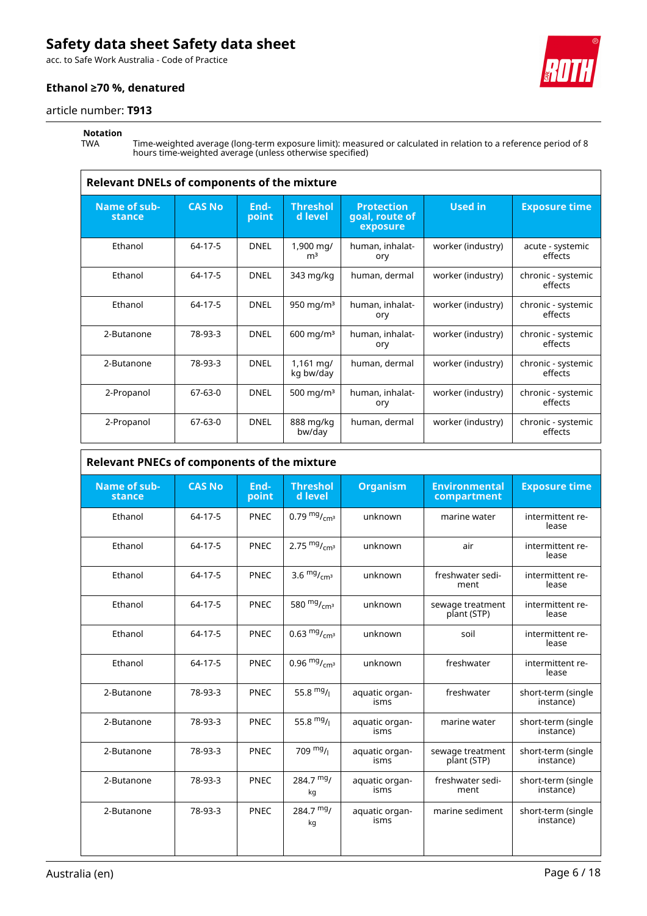**Notation**

TWA Time-weighted average (long-term exposure limit): measured or calculated in relation to a reference period of 8 hours time-weighted average (unless otherwise specified)

**Relevant DNELs of components of the mixture**

| Name of substance | CAS No | Endpoint | Threshold level | Protection goal, route of exposure | Used in | Exposure time |
|---|---|---|---|---|---|---|
| Ethanol | 64-17-5 | DNEL | 1,900 mg/m³ | human, inhalatory | worker (industry) | acute - systemic effects |
| Ethanol | 64-17-5 | DNEL | 343 mg/kg | human, dermal | worker (industry) | chronic - systemic effects |
| Ethanol | 64-17-5 | DNEL | 950 mg/m³ | human, inhalatory | worker (industry) | chronic - systemic effects |
| 2-Butanone | 78-93-3 | DNEL | 600 mg/m³ | human, inhalatory | worker (industry) | chronic - systemic effects |
| 2-Butanone | 78-93-3 | DNEL | 1,161 mg/kg bw/day | human, dermal | worker (industry) | chronic - systemic effects |
| 2-Propanol | 67-63-0 | DNEL | 500 mg/m³ | human, inhalatory | worker (industry) | chronic - systemic effects |
| 2-Propanol | 67-63-0 | DNEL | 888 mg/kg bw/day | human, dermal | worker (industry) | chronic - systemic effects |

**Relevant PNECs of components of the mixture**

| Name of substance | CAS No | Endpoint | Threshold level | Organism | Environmental compartment | Exposure time |
|---|---|---|---|---|---|---|
| Ethanol | 64-17-5 | PNEC | 0.79 mg/cm³ | unknown | marine water | intermittent release |
| Ethanol | 64-17-5 | PNEC | 2.75 mg/cm³ | unknown | air | intermittent release |
| Ethanol | 64-17-5 | PNEC | 3.6 mg/cm³ | unknown | freshwater sediment | intermittent release |
| Ethanol | 64-17-5 | PNEC | 580 mg/cm³ | unknown | sewage treatment plant (STP) | intermittent release |
| Ethanol | 64-17-5 | PNEC | 0.63 mg/cm³ | unknown | soil | intermittent release |
| Ethanol | 64-17-5 | PNEC | 0.96 mg/cm³ | unknown | freshwater | intermittent release |
| 2-Butanone | 78-93-3 | PNEC | 55.8 mg/l | aquatic organisms | freshwater | short-term (single instance) |
| 2-Butanone | 78-93-3 | PNEC | 55.8 mg/l | aquatic organisms | marine water | short-term (single instance) |
| 2-Butanone | 78-93-3 | PNEC | 709 mg/l | aquatic organisms | sewage treatment plant (STP) | short-term (single instance) |
| 2-Butanone | 78-93-3 | PNEC | 284.7 mg/kg | aquatic organisms | freshwater sediment | short-term (single instance) |
| 2-Butanone | 78-93-3 | PNEC | 284.7 mg/kg | aquatic organisms | marine sediment | short-term (single instance) |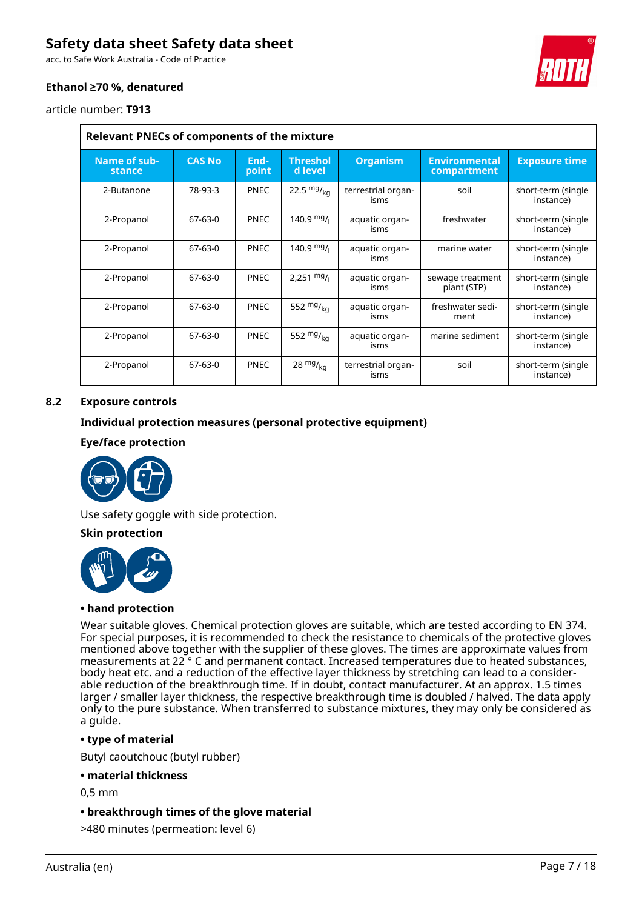| Relevant PNECs of components of the mixture | | | | | | |
|---|---|---|---|---|---|---|
| Name of substance | CAS No | Endpoint | Threshold level | Organism | Environmental compartment | Exposure time |
| 2-Butanone | 78-93-3 | PNEC | 22.5 $^{mg}/_{kg}$ | terrestrial organisms | soil | short-term (single instance) |
| 2-Propanol | 67-63-0 | PNEC | 140.9 $^{mg}/_{l}$ | aquatic organisms | freshwater | short-term (single instance) |
| 2-Propanol | 67-63-0 | PNEC | 140.9 $^{mg}/_{l}$ | aquatic organisms | marine water | short-term (single instance) |
| 2-Propanol | 67-63-0 | PNEC | 2,251 $^{mg}/_{l}$ | aquatic organisms | sewage treatment plant (STP) | short-term (single instance) |
| 2-Propanol | 67-63-0 | PNEC | 552 $^{mg}/_{kg}$ | aquatic organisms | freshwater sediment | short-term (single instance) |
| 2-Propanol | 67-63-0 | PNEC | 552 $^{mg}/_{kg}$ | aquatic organisms | marine sediment | short-term (single instance) |
| 2-Propanol | 67-63-0 | PNEC | 28 $^{mg}/_{kg}$ | terrestrial organisms | soil | short-term (single instance) |

## 8.2 Exposure controls

### Individual protection measures (personal protective equipment)

### Eye/face protection

Use safety goggle with side protection.

### Skin protection

**• hand protection**

Wear suitable gloves. Chemical protection gloves are suitable, which are tested according to EN 374. For special purposes, it is recommended to check the resistance to chemicals of the protective gloves mentioned above together with the supplier of these gloves. The times are approximate values from measurements at 22 ° C and permanent contact. Increased temperatures due to heated substances, body heat etc. and a reduction of the effective layer thickness by stretching can lead to a considerable reduction of the breakthrough time. If in doubt, contact manufacturer. At an approx. 1.5 times larger / smaller layer thickness, the respective breakthrough time is doubled / halved. The data apply only to the pure substance. When transferred to substance mixtures, they may only be considered as a guide.

**• type of material**

Butyl caoutchouc (butyl rubber)

**• material thickness**

0,5 mm

**• breakthrough times of the glove material**

>480 minutes (permeation: level 6)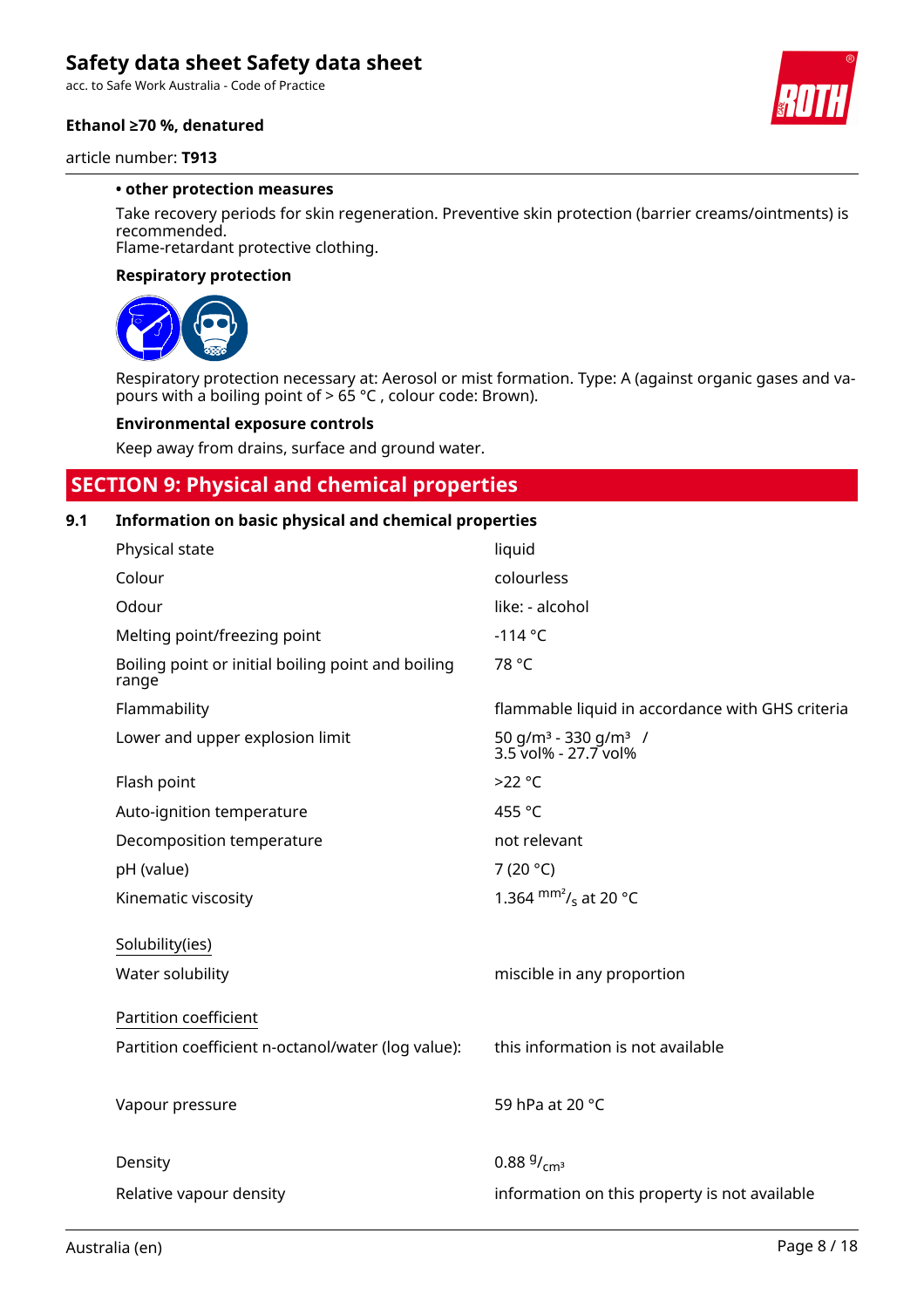**• other protection measures**

Take recovery periods for skin regeneration. Preventive skin protection (barrier creams/ointments) is recommended.
Flame-retardant protective clothing.

**Respiratory protection**

Respiratory protection necessary at: Aerosol or mist formation. Type: A (against organic gases and vapours with a boiling point of > 65 °C , colour code: Brown).

**Environmental exposure controls**

Keep away from drains, surface and ground water.

## SECTION 9: Physical and chemical properties

### 9.1 Information on basic physical and chemical properties

| | |
|---|---|
| Physical state | liquid |
| Colour | colourless |
| Odour | like: - alcohol |
| Melting point/freezing point | -114 °C |
| Boiling point or initial boiling point and boiling range | 78 °C |
| Flammability | flammable liquid in accordance with GHS criteria |
| Lower and upper explosion limit | 50 $g/m^3$ - 330 $g/m^3$ / 3.5 vol% - 27.7 vol% |
| Flash point | >22 °C |
| Auto-ignition temperature | 455 °C |
| Decomposition temperature | not relevant |
| pH (value) | 7 (20 °C) |
| Kinematic viscosity | 1.364 $mm^2/s$ at 20 °C |

Solubility(ies)

| | |
|---|---|
| Water solubility | miscible in any proportion |

Partition coefficient

| | |
|---|---|
| Partition coefficient n-octanol/water (log value): | this information is not available |
| Vapour pressure | 59 hPa at 20 °C |
| Density | 0.88 $g/cm^3$ |
| Relative vapour density | information on this property is not available |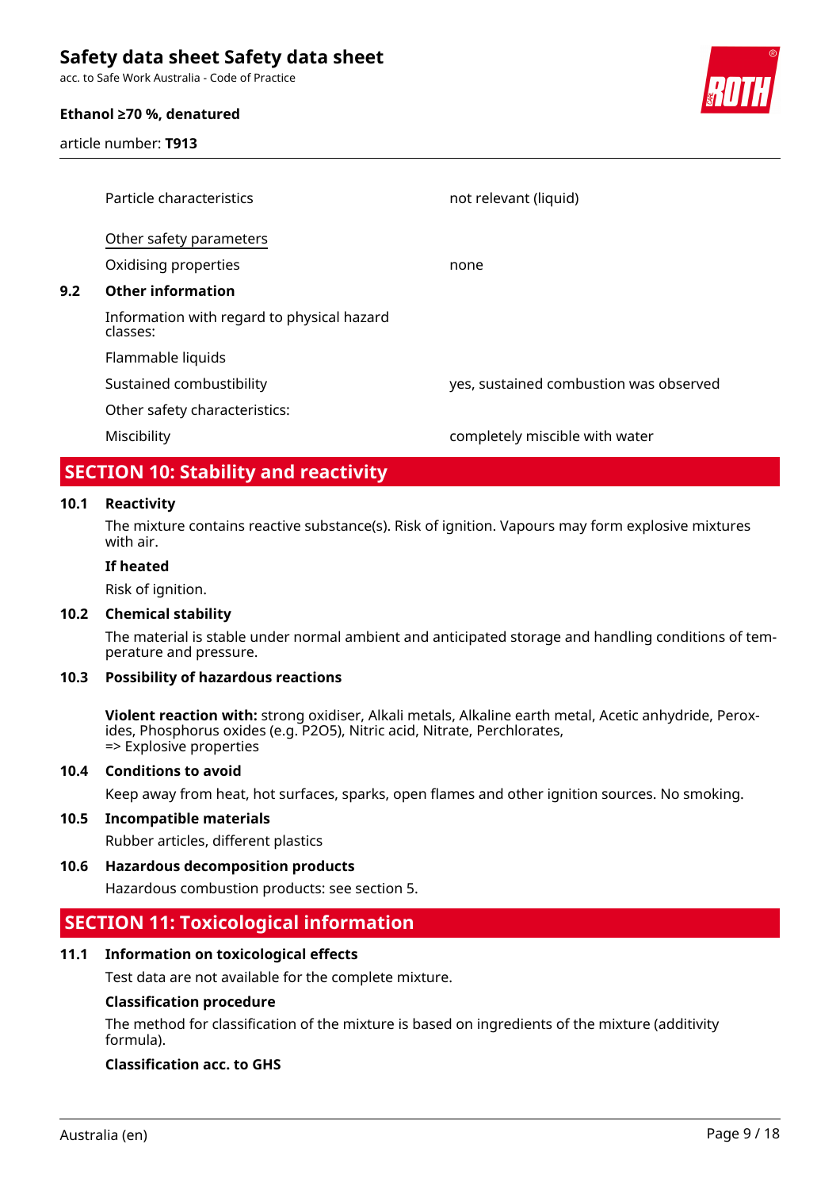| | |
|---|---|
| Particle characteristics | not relevant (liquid) |

Other safety parameters

| | |
|---|---|
| Oxidising properties | none |

### 9.2 Other information

Information with regard to physical hazard classes:

Flammable liquids

| | |
|---|---|
| Sustained combustibility | yes, sustained combustion was observed |

Other safety characteristics:

| | |
|---|---|
| Miscibility | completely miscible with water |

## SECTION 10: Stability and reactivity

### 10.1 Reactivity

The mixture contains reactive substance(s). Risk of ignition. Vapours may form explosive mixtures with air.

**If heated**

Risk of ignition.

### 10.2 Chemical stability

The material is stable under normal ambient and anticipated storage and handling conditions of temperature and pressure.

### 10.3 Possibility of hazardous reactions

**Violent reaction with:** strong oxidiser, Alkali metals, Alkaline earth metal, Acetic anhydride, Peroxides, Phosphorus oxides (e.g. $P_2O_5$), Nitric acid, Nitrate, Perchlorates,
=> Explosive properties

### 10.4 Conditions to avoid

Keep away from heat, hot surfaces, sparks, open flames and other ignition sources. No smoking.

### 10.5 Incompatible materials

Rubber articles, different plastics

### 10.6 Hazardous decomposition products

Hazardous combustion products: see section 5.

## SECTION 11: Toxicological information

### 11.1 Information on toxicological effects

Test data are not available for the complete mixture.

**Classification procedure**

The method for classification of the mixture is based on ingredients of the mixture (additivity formula).

**Classification acc. to GHS**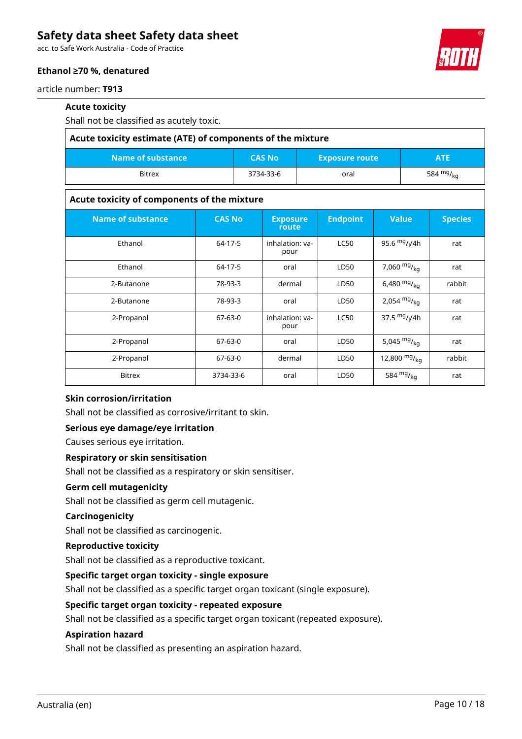### Acute toxicity

Shall not be classified as acutely toxic.

**Acute toxicity estimate (ATE) of components of the mixture**

| Name of substance | CAS No | Exposure route | ATE |
|---|---|---|---|
| Bitrex | 3734-33-6 | oral | 584 $^{mg}/_{kg}$ |

**Acute toxicity of components of the mixture**

| Name of substance | CAS No | Exposure route | Endpoint | Value | Species |
|---|---|---|---|---|---|
| Ethanol | 64-17-5 | inhalation: vapour | LC50 | 95.6 $^{mg}/_{l}$/4h | rat |
| Ethanol | 64-17-5 | oral | LD50 | 7,060 $^{mg}/_{kg}$ | rat |
| 2-Butanone | 78-93-3 | dermal | LD50 | 6,480 $^{mg}/_{kg}$ | rabbit |
| 2-Butanone | 78-93-3 | oral | LD50 | 2,054 $^{mg}/_{kg}$ | rat |
| 2-Propanol | 67-63-0 | inhalation: vapour | LC50 | 37.5 $^{mg}/_{l}$/4h | rat |
| 2-Propanol | 67-63-0 | oral | LD50 | 5,045 $^{mg}/_{kg}$ | rat |
| 2-Propanol | 67-63-0 | dermal | LD50 | 12,800 $^{mg}/_{kg}$ | rabbit |
| Bitrex | 3734-33-6 | oral | LD50 | 584 $^{mg}/_{kg}$ | rat |

### Skin corrosion/irritation

Shall not be classified as corrosive/irritant to skin.

### Serious eye damage/eye irritation

Causes serious eye irritation.

### Respiratory or skin sensitisation

Shall not be classified as a respiratory or skin sensitiser.

### Germ cell mutagenicity

Shall not be classified as germ cell mutagenic.

### Carcinogenicity

Shall not be classified as carcinogenic.

### Reproductive toxicity

Shall not be classified as a reproductive toxicant.

### Specific target organ toxicity - single exposure

Shall not be classified as a specific target organ toxicant (single exposure).

### Specific target organ toxicity - repeated exposure

Shall not be classified as a specific target organ toxicant (repeated exposure).

### Aspiration hazard

Shall not be classified as presenting an aspiration hazard.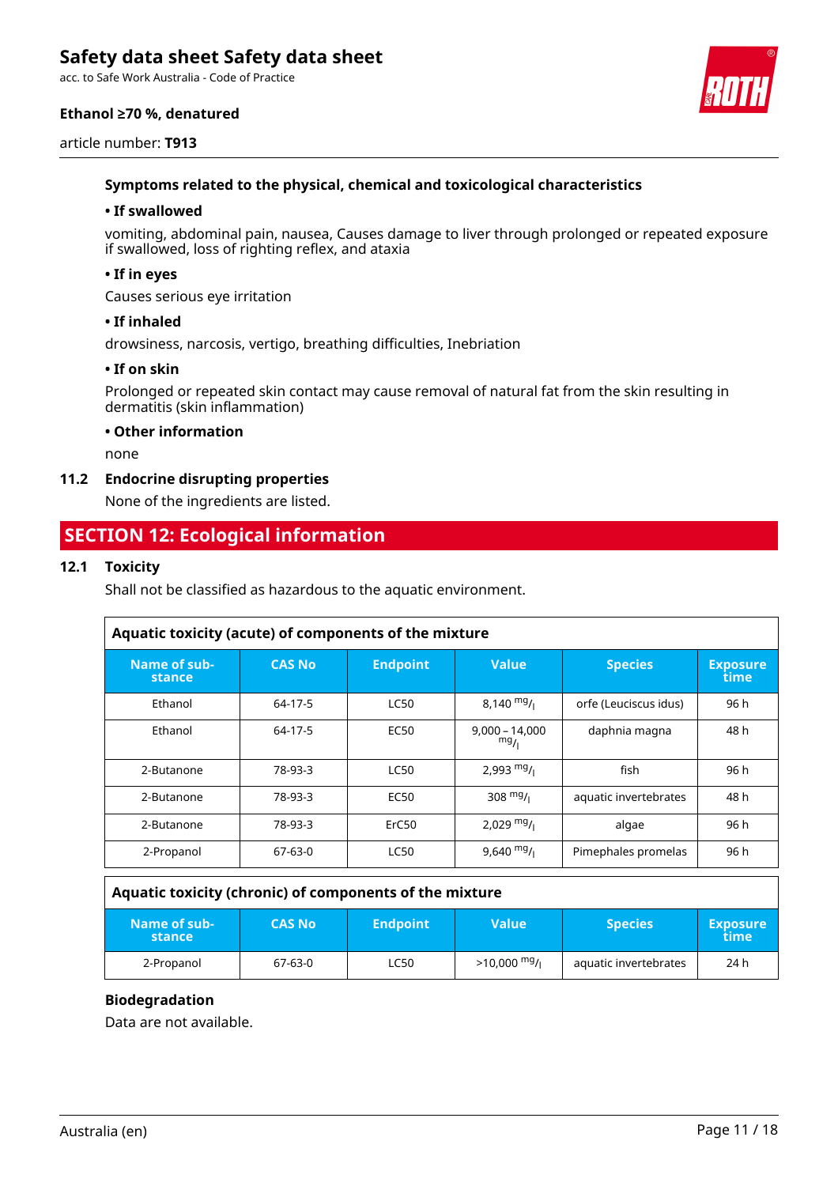#### Symptoms related to the physical, chemical and toxicological characteristics

**• If swallowed**

vomiting, abdominal pain, nausea, Causes damage to liver through prolonged or repeated exposure if swallowed, loss of righting reflex, and ataxia

**• If in eyes**

Causes serious eye irritation

**• If inhaled**

drowsiness, narcosis, vertigo, breathing difficulties, Inebriation

**• If on skin**

Prolonged or repeated skin contact may cause removal of natural fat from the skin resulting in dermatitis (skin inflammation)

**• Other information**

none

### 11.2 Endocrine disrupting properties

None of the ingredients are listed.

## SECTION 12: Ecological information

### 12.1 Toxicity

Shall not be classified as hazardous to the aquatic environment.

**Aquatic toxicity (acute) of components of the mixture**

| Name of substance | CAS No | Endpoint | Value | Species | Exposure time |
|---|---|---|---|---|---|
| Ethanol | 64-17-5 | LC50 | 8,140 mg/l | orfe (Leuciscus idus) | 96 h |
| Ethanol | 64-17-5 | EC50 | 9,000 – 14,000 mg/l | daphnia magna | 48 h |
| 2-Butanone | 78-93-3 | LC50 | 2,993 mg/l | fish | 96 h |
| 2-Butanone | 78-93-3 | EC50 | 308 mg/l | aquatic invertebrates | 48 h |
| 2-Butanone | 78-93-3 | ErC50 | 2,029 mg/l | algae | 96 h |
| 2-Propanol | 67-63-0 | LC50 | 9,640 mg/l | Pimephales promelas | 96 h |

**Aquatic toxicity (chronic) of components of the mixture**

| Name of substance | CAS No | Endpoint | Value | Species | Exposure time |
|---|---|---|---|---|---|
| 2-Propanol | 67-63-0 | LC50 | >10,000 mg/l | aquatic invertebrates | 24 h |

#### Biodegradation

Data are not available.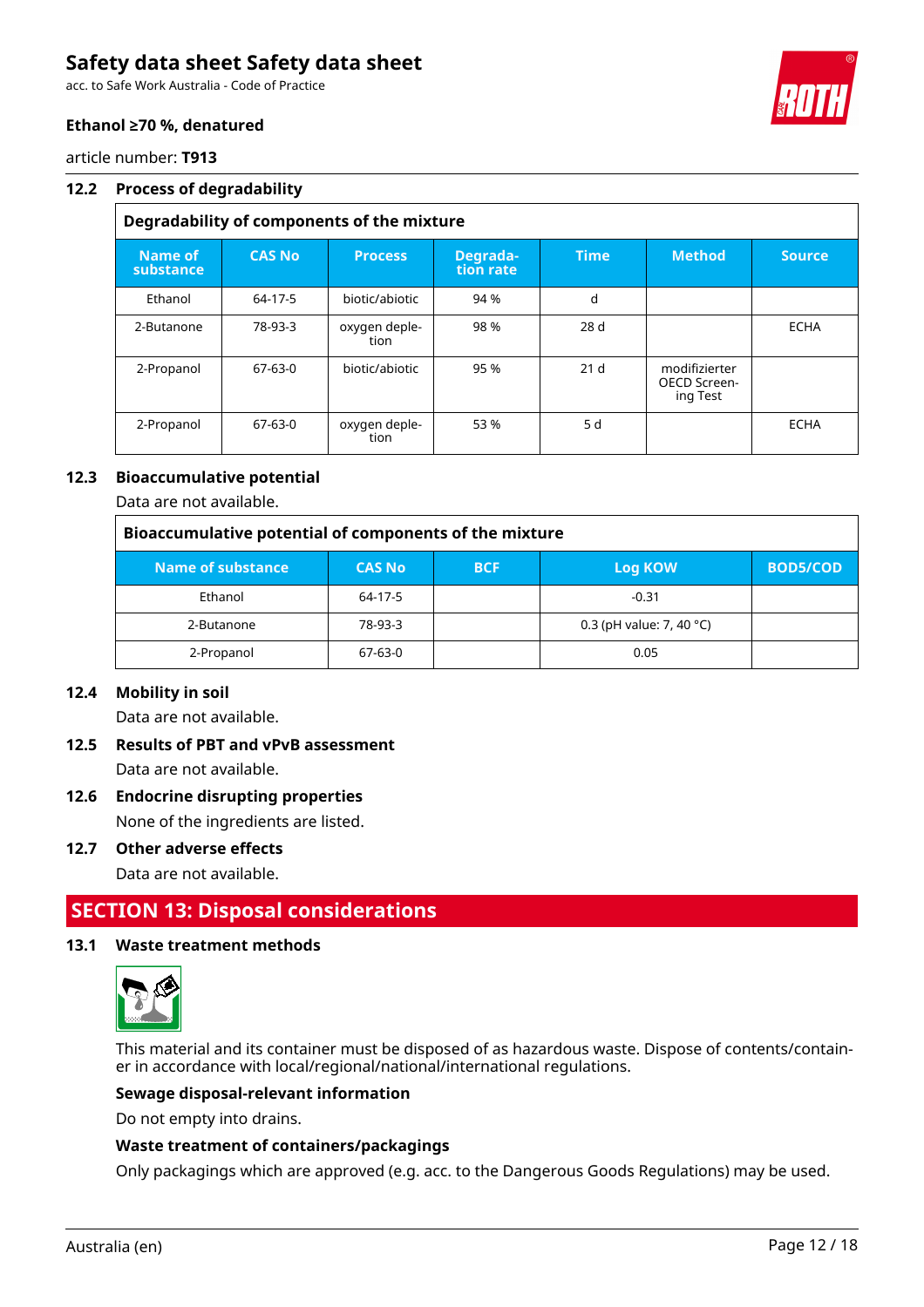### 12.2 Process of degradability

**Degradability of components of the mixture**

| Name of substance | CAS No | Process | Degradation rate | Time | Method | Source |
|---|---|---|---|---|---|---|
| Ethanol | 64-17-5 | biotic/abiotic | 94 % | d | | |
| 2-Butanone | 78-93-3 | oxygen depletion | 98 % | 28 d | | ECHA |
| 2-Propanol | 67-63-0 | biotic/abiotic | 95 % | 21 d | modifizierter OECD Screening Test | |
| 2-Propanol | 67-63-0 | oxygen depletion | 53 % | 5 d | | ECHA |

### 12.3 Bioaccumulative potential

Data are not available.

**Bioaccumulative potential of components of the mixture**

| Name of substance | CAS No | BCF | Log KOW | BOD5/COD |
|---|---|---|---|---|
| Ethanol | 64-17-5 | | -0.31 | |
| 2-Butanone | 78-93-3 | | 0.3 (pH value: 7, 40 °C) | |
| 2-Propanol | 67-63-0 | | 0.05 | |

### 12.4 Mobility in soil

Data are not available.

### 12.5 Results of PBT and vPvB assessment

Data are not available.

### 12.6 Endocrine disrupting properties

None of the ingredients are listed.

### 12.7 Other adverse effects

Data are not available.

## SECTION 13: Disposal considerations

### 13.1 Waste treatment methods

This material and its container must be disposed of as hazardous waste. Dispose of contents/container in accordance with local/regional/national/international regulations.

**Sewage disposal-relevant information**

Do not empty into drains.

**Waste treatment of containers/packagings**

Only packagings which are approved (e.g. acc. to the Dangerous Goods Regulations) may be used.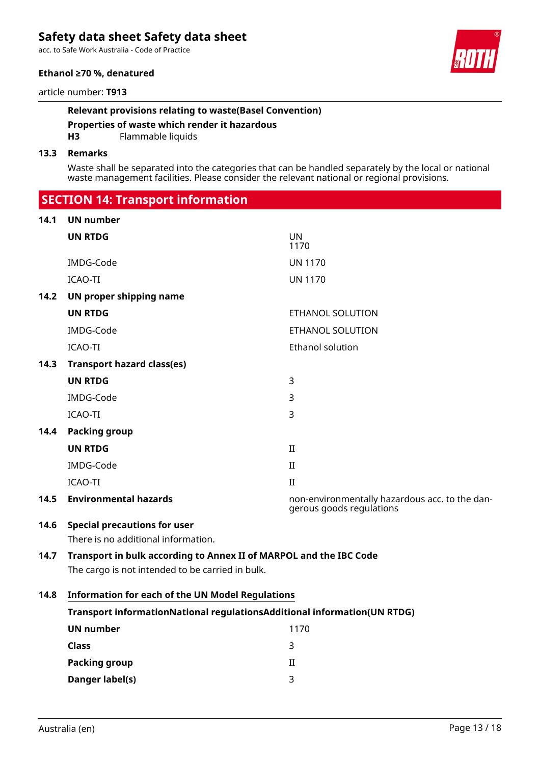**Relevant provisions relating to waste(Basel Convention)**

**Properties of waste which render it hazardous**

**H3** Flammable liquids

### 13.3 Remarks

Waste shall be separated into the categories that can be handled separately by the local or national waste management facilities. Please consider the relevant national or regional provisions.

## SECTION 14: Transport information

### 14.1 UN number

| | |
|---|---|
| **UN RTDG** | UN 1170 |
| IMDG-Code | UN 1170 |
| ICAO-TI | UN 1170 |

### 14.2 UN proper shipping name

| | |
|---|---|
| **UN RTDG** | ETHANOL SOLUTION |
| IMDG-Code | ETHANOL SOLUTION |
| ICAO-TI | Ethanol solution |

### 14.3 Transport hazard class(es)

| | |
|---|---|
| **UN RTDG** | 3 |
| IMDG-Code | 3 |
| ICAO-TI | 3 |

### 14.4 Packing group

| | |
|---|---|
| **UN RTDG** | II |
| IMDG-Code | II |
| ICAO-TI | II |

### 14.5 Environmental hazards

non-environmentally hazardous acc. to the dangerous goods regulations

### 14.6 Special precautions for user

There is no additional information.

### 14.7 Transport in bulk according to Annex II of MARPOL and the IBC Code

The cargo is not intended to be carried in bulk.

### 14.8 Information for each of the UN Model Regulations

**Transport informationNational regulationsAdditional information(UN RTDG)**

| | |
|---|---|
| **UN number** | 1170 |
| **Class** | 3 |
| **Packing group** | II |
| **Danger label(s)** | 3 |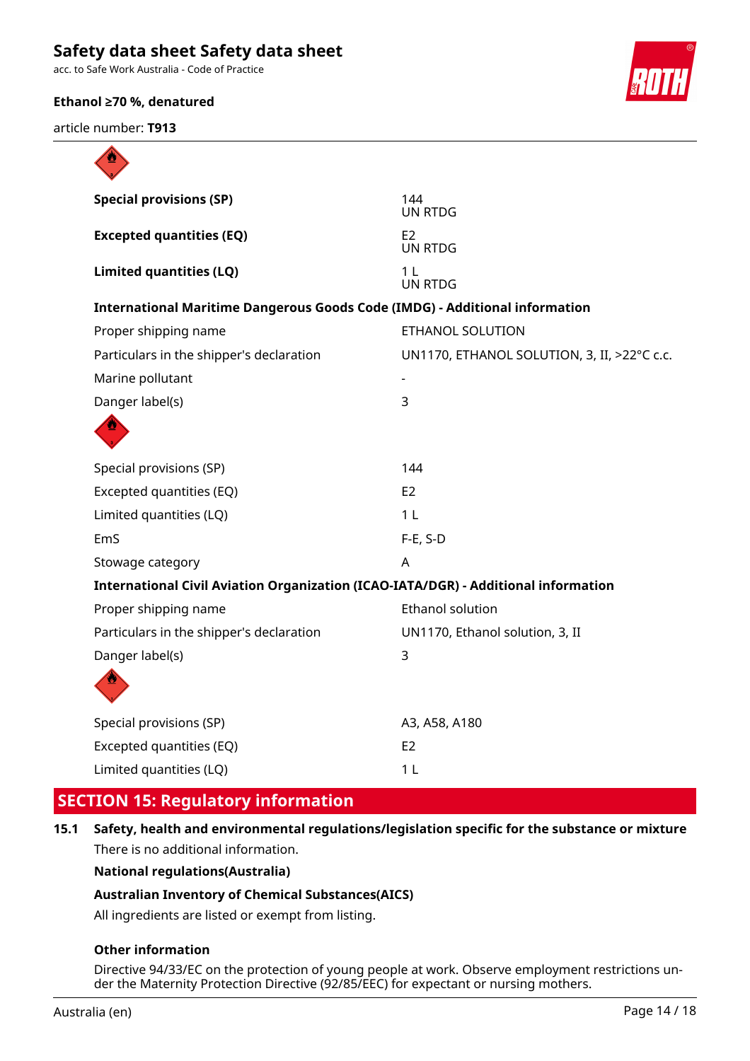| | |
|---|---|
| **Special provisions (SP)** | 144<br>UN RTDG |
| **Excepted quantities (EQ)** | E2<br>UN RTDG |
| **Limited quantities (LQ)** | 1 L<br>UN RTDG |

**International Maritime Dangerous Goods Code (IMDG) - Additional information**

| | |
|---|---|
| Proper shipping name | ETHANOL SOLUTION |
| Particulars in the shipper's declaration | UN1170, ETHANOL SOLUTION, 3, II, >22°C c.c. |
| Marine pollutant | - |
| Danger label(s) | 3 |
| Special provisions (SP) | 144 |
| Excepted quantities (EQ) | E2 |
| Limited quantities (LQ) | 1 L |
| EmS | F-E, S-D |
| Stowage category | A |

**International Civil Aviation Organization (ICAO-IATA/DGR) - Additional information**

| | |
|---|---|
| Proper shipping name | Ethanol solution |
| Particulars in the shipper's declaration | UN1170, Ethanol solution, 3, II |
| Danger label(s) | 3 |
| Special provisions (SP) | A3, A58, A180 |
| Excepted quantities (EQ) | E2 |
| Limited quantities (LQ) | 1 L |

## SECTION 15: Regulatory information

### 15.1 Safety, health and environmental regulations/legislation specific for the substance or mixture

There is no additional information.

**National regulations(Australia)**

**Australian Inventory of Chemical Substances(AICS)**

All ingredients are listed or exempt from listing.

**Other information**

Directive 94/33/EC on the protection of young people at work. Observe employment restrictions under the Maternity Protection Directive (92/85/EEC) for expectant or nursing mothers.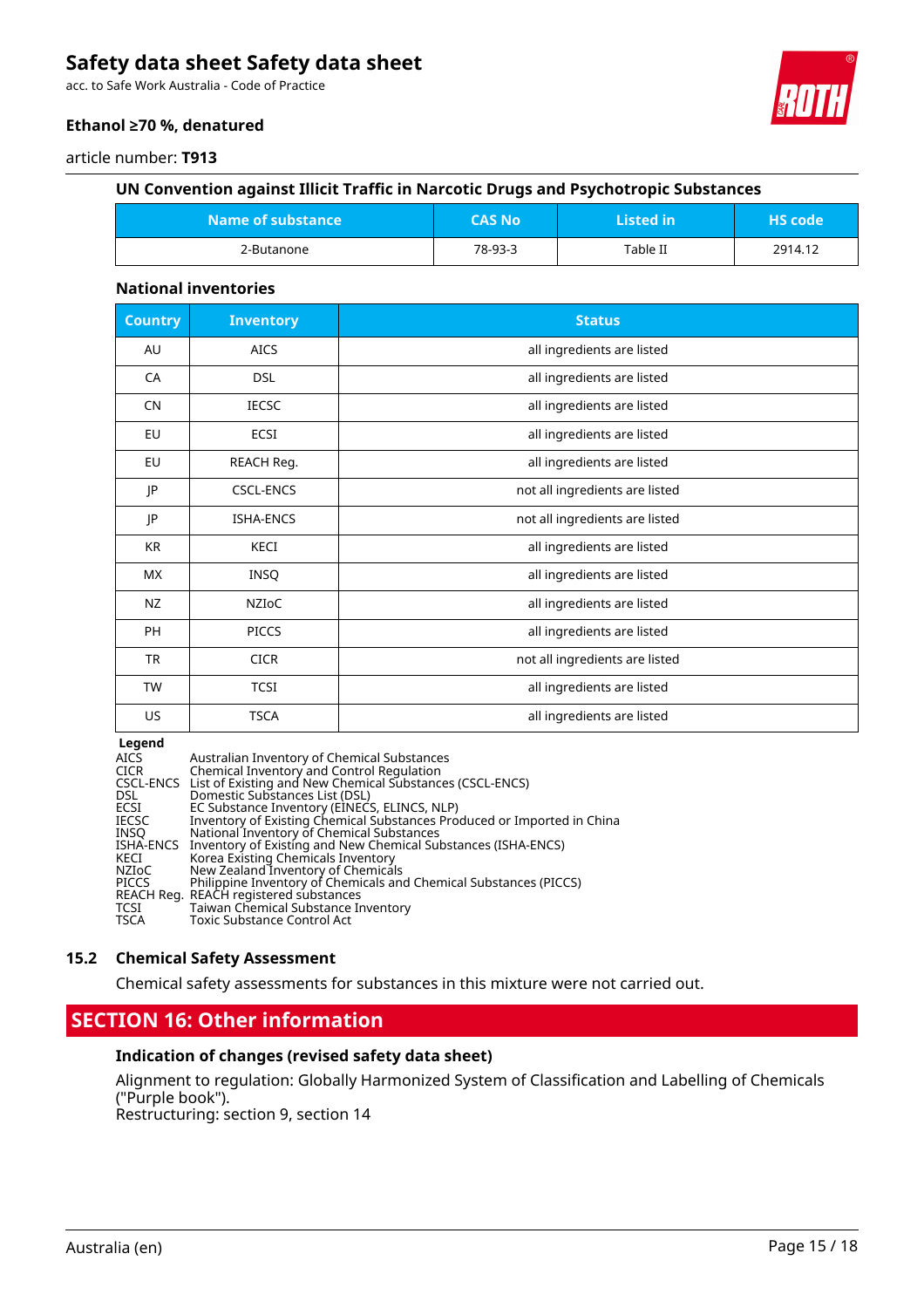#### UN Convention against Illicit Traffic in Narcotic Drugs and Psychotropic Substances

| Name of substance | CAS No | Listed in | HS code |
|---|---|---|---|
| 2-Butanone | 78-93-3 | Table II | 2914.12 |

#### National inventories

| Country | Inventory | Status |
|---|---|---|
| AU | AICS | all ingredients are listed |
| CA | DSL | all ingredients are listed |
| CN | IECSC | all ingredients are listed |
| EU | ECSI | all ingredients are listed |
| EU | REACH Reg. | all ingredients are listed |
| JP | CSCL-ENCS | not all ingredients are listed |
| JP | ISHA-ENCS | not all ingredients are listed |
| KR | KECI | all ingredients are listed |
| MX | INSQ | all ingredients are listed |
| NZ | NZIoC | all ingredients are listed |
| PH | PICCS | all ingredients are listed |
| TR | CICR | not all ingredients are listed |
| TW | TCSI | all ingredients are listed |
| US | TSCA | all ingredients are listed |

**Legend**

| | |
|---|---|
| AICS | Australian Inventory of Chemical Substances |
| CICR | Chemical Inventory and Control Regulation |
| CSCL-ENCS | List of Existing and New Chemical Substances (CSCL-ENCS) |
| DSL | Domestic Substances List (DSL) |
| ECSI | EC Substance Inventory (EINECS, ELINCS, NLP) |
| IECSC | Inventory of Existing Chemical Substances Produced or Imported in China |
| INSQ | National Inventory of Chemical Substances |
| ISHA-ENCS | Inventory of Existing and New Chemical Substances (ISHA-ENCS) |
| KECI | Korea Existing Chemicals Inventory |
| NZIoC | New Zealand Inventory of Chemicals |
| PICCS | Philippine Inventory of Chemicals and Chemical Substances (PICCS) |
| REACH Reg. | REACH registered substances |
| TCSI | Taiwan Chemical Substance Inventory |
| TSCA | Toxic Substance Control Act |

### 15.2 Chemical Safety Assessment

Chemical safety assessments for substances in this mixture were not carried out.

## SECTION 16: Other information

#### Indication of changes (revised safety data sheet)

Alignment to regulation: Globally Harmonized System of Classification and Labelling of Chemicals ("Purple book").
Restructuring: section 9, section 14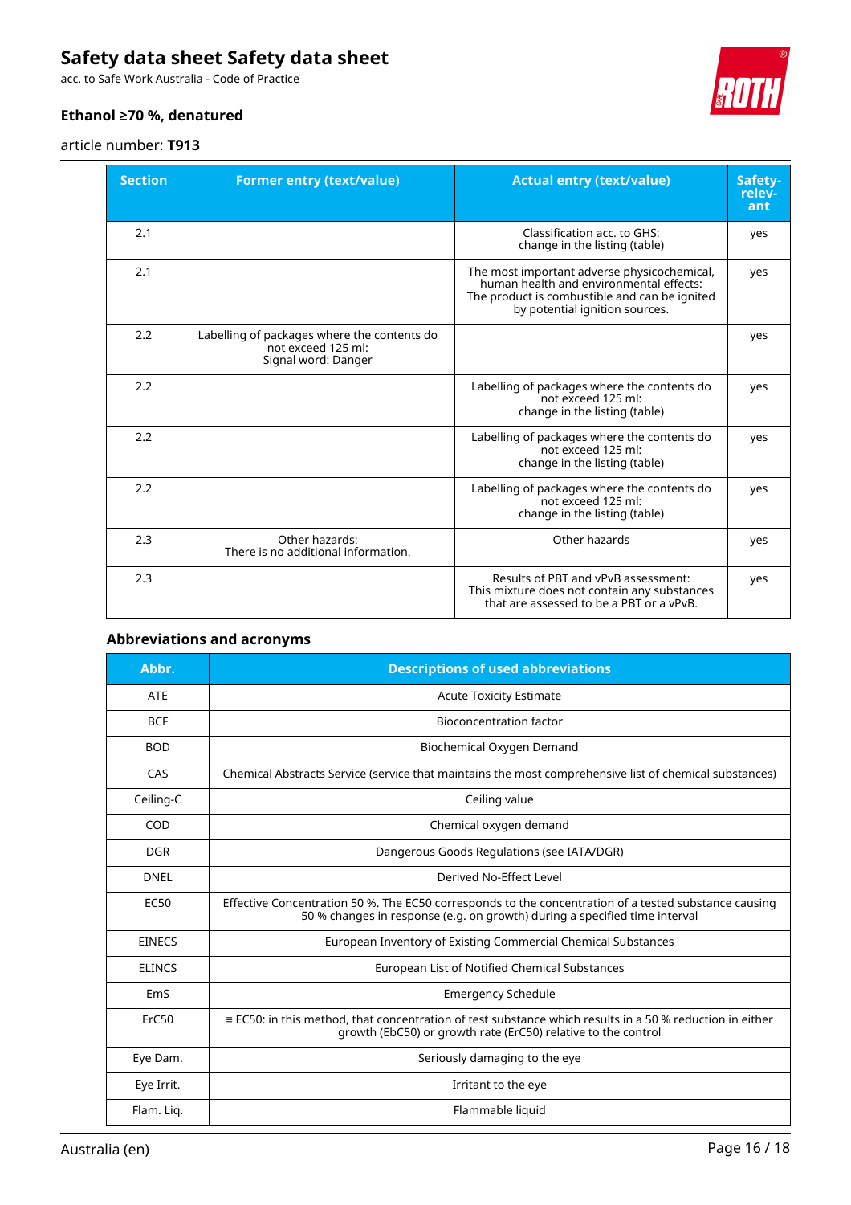| Section | Former entry (text/value) | Actual entry (text/value) | Safety-relevant |
|---|---|---|---|
| 2.1 | | Classification acc. to GHS: change in the listing (table) | yes |
| 2.1 | | The most important adverse physicochemical, human health and environmental effects: The product is combustible and can be ignited by potential ignition sources. | yes |
| 2.2 | Labelling of packages where the contents do not exceed 125 ml: Signal word: Danger | | yes |
| 2.2 | | Labelling of packages where the contents do not exceed 125 ml: change in the listing (table) | yes |
| 2.2 | | Labelling of packages where the contents do not exceed 125 ml: change in the listing (table) | yes |
| 2.2 | | Labelling of packages where the contents do not exceed 125 ml: change in the listing (table) | yes |
| 2.3 | Other hazards: There is no additional information. | Other hazards | yes |
| 2.3 | | Results of PBT and vPvB assessment: This mixture does not contain any substances that are assessed to be a PBT or a vPvB. | yes |

### Abbreviations and acronyms

| Abbr. | Descriptions of used abbreviations |
|---|---|
| ATE | Acute Toxicity Estimate |
| BCF | Bioconcentration factor |
| BOD | Biochemical Oxygen Demand |
| CAS | Chemical Abstracts Service (service that maintains the most comprehensive list of chemical substances) |
| Ceiling-C | Ceiling value |
| COD | Chemical oxygen demand |
| DGR | Dangerous Goods Regulations (see IATA/DGR) |
| DNEL | Derived No-Effect Level |
| EC50 | Effective Concentration 50 %. The EC50 corresponds to the concentration of a tested substance causing 50 % changes in response (e.g. on growth) during a specified time interval |
| EINECS | European Inventory of Existing Commercial Chemical Substances |
| ELINCS | European List of Notified Chemical Substances |
| EmS | Emergency Schedule |
| ErC50 | ≡ EC50: in this method, that concentration of test substance which results in a 50 % reduction in either growth (EbC50) or growth rate (ErC50) relative to the control |
| Eye Dam. | Seriously damaging to the eye |
| Eye Irrit. | Irritant to the eye |
| Flam. Liq. | Flammable liquid |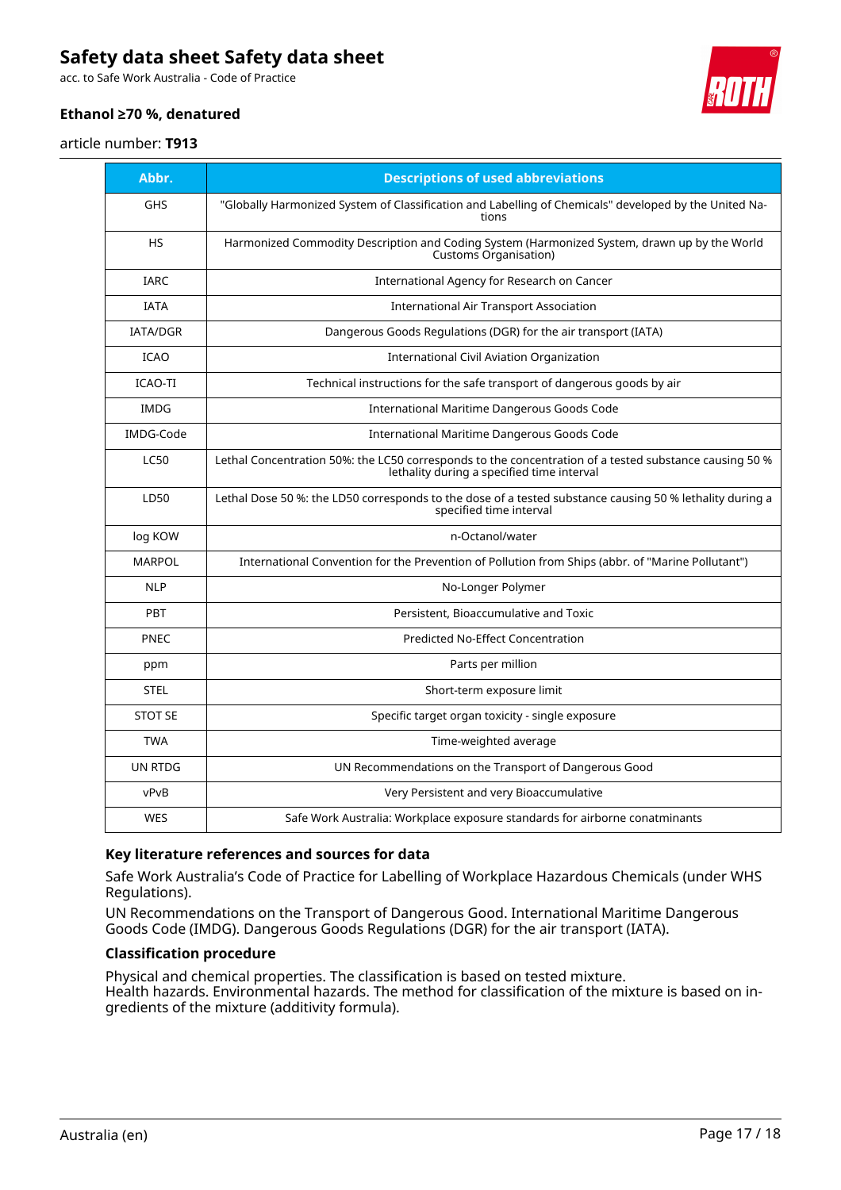| Abbr. | Descriptions of used abbreviations |
|---|---|
| GHS | "Globally Harmonized System of Classification and Labelling of Chemicals" developed by the United Nations |
| HS | Harmonized Commodity Description and Coding System (Harmonized System, drawn up by the World Customs Organisation) |
| IARC | International Agency for Research on Cancer |
| IATA | International Air Transport Association |
| IATA/DGR | Dangerous Goods Regulations (DGR) for the air transport (IATA) |
| ICAO | International Civil Aviation Organization |
| ICAO-TI | Technical instructions for the safe transport of dangerous goods by air |
| IMDG | International Maritime Dangerous Goods Code |
| IMDG-Code | International Maritime Dangerous Goods Code |
| LC50 | Lethal Concentration 50%: the LC50 corresponds to the concentration of a tested substance causing 50 % lethality during a specified time interval |
| LD50 | Lethal Dose 50 %: the LD50 corresponds to the dose of a tested substance causing 50 % lethality during a specified time interval |
| log KOW | n-Octanol/water |
| MARPOL | International Convention for the Prevention of Pollution from Ships (abbr. of "Marine Pollutant") |
| NLP | No-Longer Polymer |
| PBT | Persistent, Bioaccumulative and Toxic |
| PNEC | Predicted No-Effect Concentration |
| ppm | Parts per million |
| STEL | Short-term exposure limit |
| STOT SE | Specific target organ toxicity - single exposure |
| TWA | Time-weighted average |
| UN RTDG | UN Recommendations on the Transport of Dangerous Good |
| vPvB | Very Persistent and very Bioaccumulative |
| WES | Safe Work Australia: Workplace exposure standards for airborne conatminants |

### Key literature references and sources for data

Safe Work Australia's Code of Practice for Labelling of Workplace Hazardous Chemicals (under WHS Regulations).

UN Recommendations on the Transport of Dangerous Good. International Maritime Dangerous Goods Code (IMDG). Dangerous Goods Regulations (DGR) for the air transport (IATA).

### Classification procedure

Physical and chemical properties. The classification is based on tested mixture.
Health hazards. Environmental hazards. The method for classification of the mixture is based on ingredients of the mixture (additivity formula).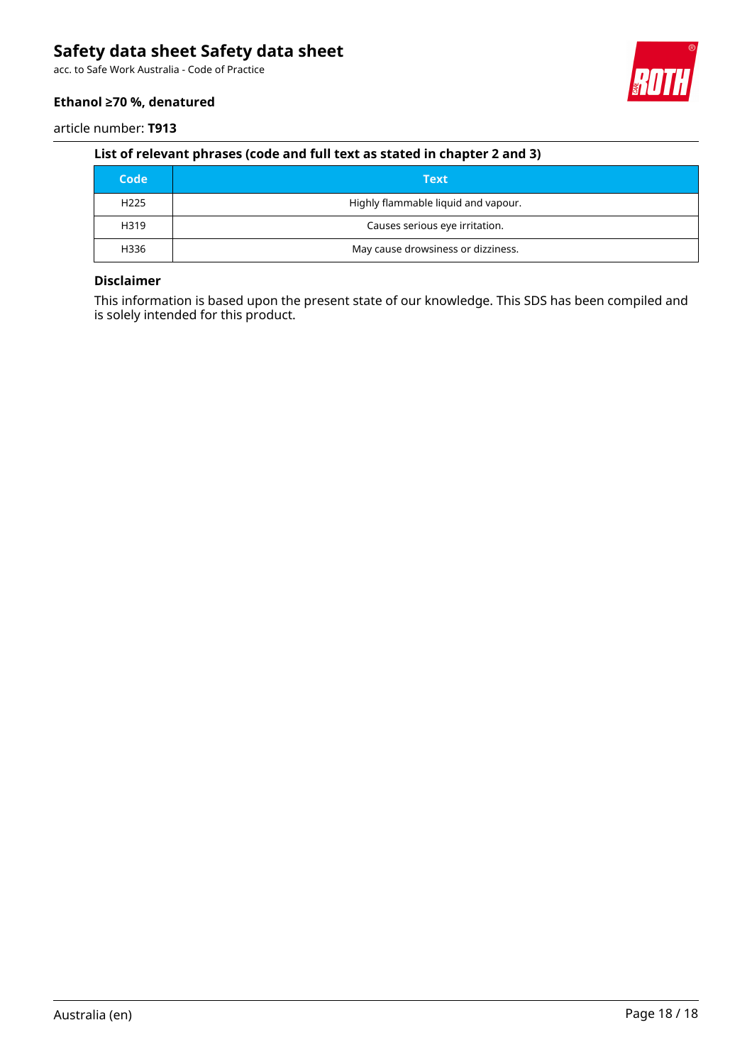### List of relevant phrases (code and full text as stated in chapter 2 and 3)

| Code | Text |
| --- | --- |
| H225 | Highly flammable liquid and vapour. |
| H319 | Causes serious eye irritation. |
| H336 | May cause drowsiness or dizziness. |

### Disclaimer

This information is based upon the present state of our knowledge. This SDS has been compiled and is solely intended for this product.